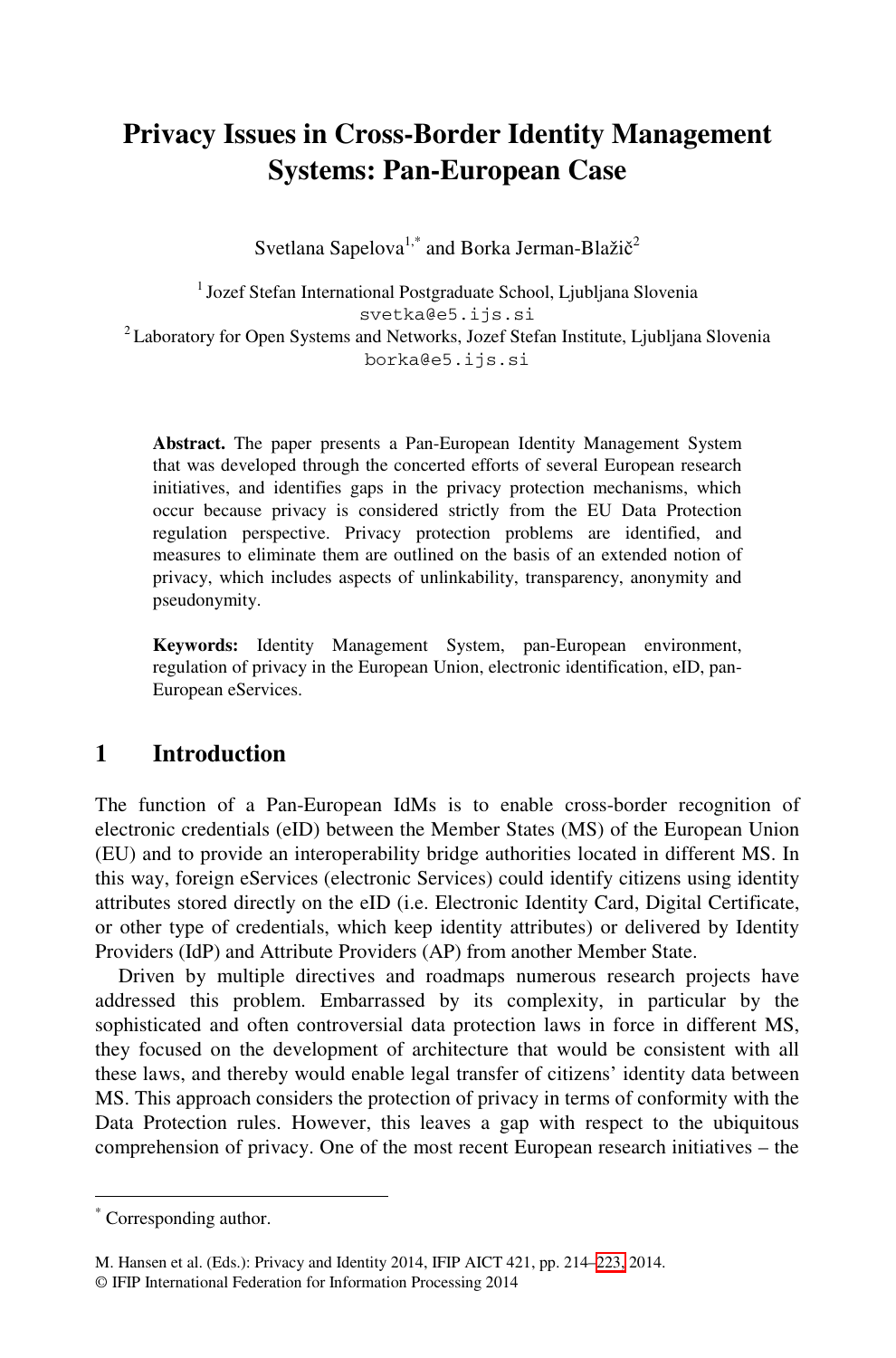# Privacy Issues in Cross-Border Identity Management Systems: Pan-European Case

Svetlana Sapelova[1,*] and Borka Jerman-Blažič[2]

[1] Jozef Stefan International Postgraduate School, Ljubljana Slovenia
svetka@e5.ijs.si

[2] Laboratory for Open Systems and Networks, Jozef Stefan Institute, Ljubljana Slovenia
borka@e5.ijs.si

**Abstract.** The paper presents a Pan-European Identity Management System that was developed through the concerted efforts of several European research initiatives, and identifies gaps in the privacy protection mechanisms, which occur because privacy is considered strictly from the EU Data Protection regulation perspective. Privacy protection problems are identified, and measures to eliminate them are outlined on the basis of an extended notion of privacy, which includes aspects of unlinkability, transparency, anonymity and pseudonymity.

**Keywords:** Identity Management System, pan-European environment, regulation of privacy in the European Union, electronic identification, eID, pan-European eServices.

## 1 Introduction

The function of a Pan-European IdMs is to enable cross-border recognition of electronic credentials (eID) between the Member States (MS) of the European Union (EU) and to provide an interoperability bridge authorities located in different MS. In this way, foreign eServices (electronic Services) could identify citizens using identity attributes stored directly on the eID (i.e. Electronic Identity Card, Digital Certificate, or other type of credentials, which keep identity attributes) or delivered by Identity Providers (IdP) and Attribute Providers (AP) from another Member State.

Driven by multiple directives and roadmaps numerous research projects have addressed this problem. Embarrassed by its complexity, in particular by the sophisticated and often controversial data protection laws in force in different MS, they focused on the development of architecture that would be consistent with all these laws, and thereby would enable legal transfer of citizens' identity data between MS. This approach considers the protection of privacy in terms of conformity with the Data Protection rules. However, this leaves a gap with respect to the ubiquitous comprehension of privacy. One of the most recent European research initiatives – the

---

[*] Corresponding author.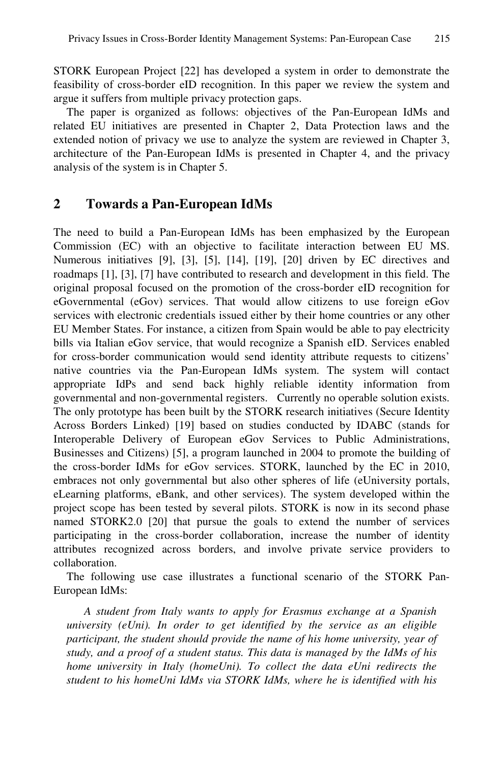STORK European Project [22] has developed a system in order to demonstrate the feasibility of cross-border eID recognition. In this paper we review the system and argue it suffers from multiple privacy protection gaps.

The paper is organized as follows: objectives of the Pan-European IdMs and related EU initiatives are presented in Chapter 2, Data Protection laws and the extended notion of privacy we use to analyze the system are reviewed in Chapter 3, architecture of the Pan-European IdMs is presented in Chapter 4, and the privacy analysis of the system is in Chapter 5.

## 2 Towards a Pan-European IdMs

The need to build a Pan-European IdMs has been emphasized by the European Commission (EC) with an objective to facilitate interaction between EU MS. Numerous initiatives [9], [3], [5], [14], [19], [20] driven by EC directives and roadmaps [1], [3], [7] have contributed to research and development in this field. The original proposal focused on the promotion of the cross-border eID recognition for eGovernmental (eGov) services. That would allow citizens to use foreign eGov services with electronic credentials issued either by their home countries or any other EU Member States. For instance, a citizen from Spain would be able to pay electricity bills via Italian eGov service, that would recognize a Spanish eID. Services enabled for cross-border communication would send identity attribute requests to citizens' native countries via the Pan-European IdMs system. The system will contact appropriate IdPs and send back highly reliable identity information from governmental and non-governmental registers. Currently no operable solution exists. The only prototype has been built by the STORK research initiatives (Secure Identity Across Borders Linked) [19] based on studies conducted by IDABC (stands for Interoperable Delivery of European eGov Services to Public Administrations, Businesses and Citizens) [5], a program launched in 2004 to promote the building of the cross-border IdMs for eGov services. STORK, launched by the EC in 2010, embraces not only governmental but also other spheres of life (eUniversity portals, eLearning platforms, eBank, and other services). The system developed within the project scope has been tested by several pilots. STORK is now in its second phase named STORK2.0 [20] that pursue the goals to extend the number of services participating in the cross-border collaboration, increase the number of identity attributes recognized across borders, and involve private service providers to collaboration.

The following use case illustrates a functional scenario of the STORK Pan-European IdMs:

*A student from Italy wants to apply for Erasmus exchange at a Spanish university (eUni). In order to get identified by the service as an eligible participant, the student should provide the name of his home university, year of study, and a proof of a student status. This data is managed by the IdMs of his home university in Italy (homeUni). To collect the data eUni redirects the student to his homeUni IdMs via STORK IdMs, where he is identified with his*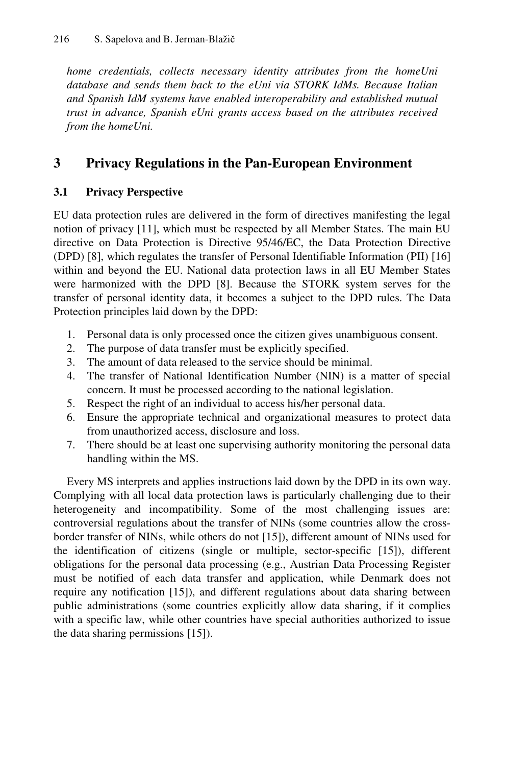*home credentials, collects necessary identity attributes from the homeUni database and sends them back to the eUni via STORK IdMs. Because Italian and Spanish IdM systems have enabled interoperability and established mutual trust in advance, Spanish eUni grants access based on the attributes received from the homeUni.*

## 3 Privacy Regulations in the Pan-European Environment

### 3.1 Privacy Perspective

EU data protection rules are delivered in the form of directives manifesting the legal notion of privacy [11], which must be respected by all Member States. The main EU directive on Data Protection is Directive 95/46/EC, the Data Protection Directive (DPD) [8], which regulates the transfer of Personal Identifiable Information (PII) [16] within and beyond the EU. National data protection laws in all EU Member States were harmonized with the DPD [8]. Because the STORK system serves for the transfer of personal identity data, it becomes a subject to the DPD rules. The Data Protection principles laid down by the DPD:

1. Personal data is only processed once the citizen gives unambiguous consent.
2. The purpose of data transfer must be explicitly specified.
3. The amount of data released to the service should be minimal.
4. The transfer of National Identification Number (NIN) is a matter of special concern. It must be processed according to the national legislation.
5. Respect the right of an individual to access his/her personal data.
6. Ensure the appropriate technical and organizational measures to protect data from unauthorized access, disclosure and loss.
7. There should be at least one supervising authority monitoring the personal data handling within the MS.

Every MS interprets and applies instructions laid down by the DPD in its own way. Complying with all local data protection laws is particularly challenging due to their heterogeneity and incompatibility. Some of the most challenging issues are: controversial regulations about the transfer of NINs (some countries allow the cross-border transfer of NINs, while others do not [15]), different amount of NINs used for the identification of citizens (single or multiple, sector-specific [15]), different obligations for the personal data processing (e.g., Austrian Data Processing Register must be notified of each data transfer and application, while Denmark does not require any notification [15]), and different regulations about data sharing between public administrations (some countries explicitly allow data sharing, if it complies with a specific law, while other countries have special authorities authorized to issue the data sharing permissions [15]).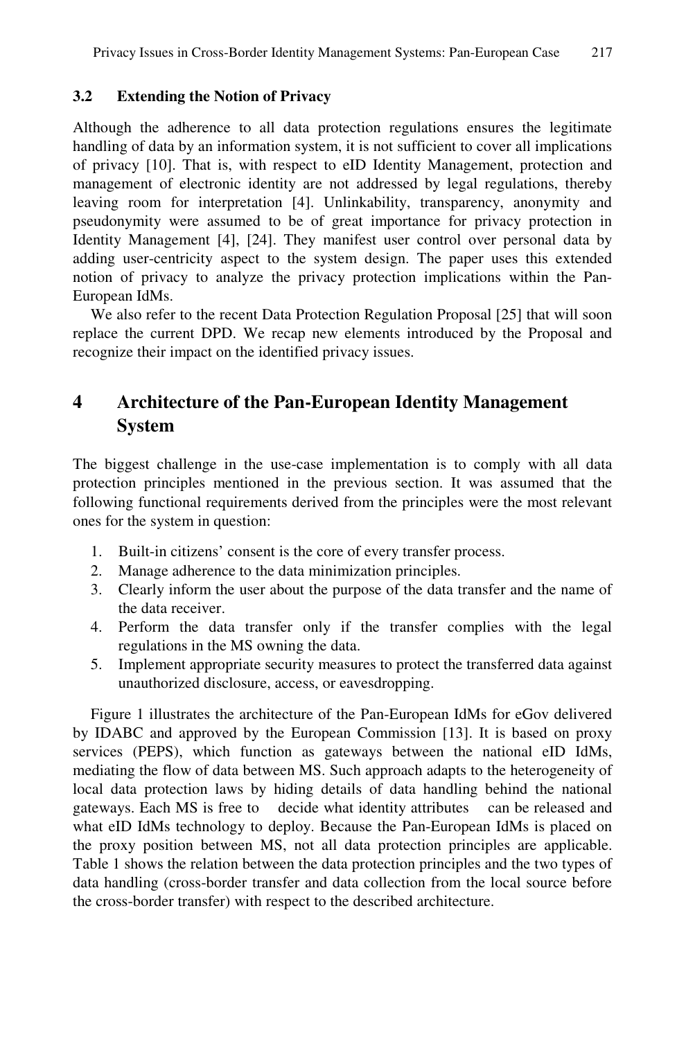### 3.2 Extending the Notion of Privacy

Although the adherence to all data protection regulations ensures the legitimate handling of data by an information system, it is not sufficient to cover all implications of privacy [10]. That is, with respect to eID Identity Management, protection and management of electronic identity are not addressed by legal regulations, thereby leaving room for interpretation [4]. Unlinkability, transparency, anonymity and pseudonymity were assumed to be of great importance for privacy protection in Identity Management [4], [24]. They manifest user control over personal data by adding user-centricity aspect to the system design. The paper uses this extended notion of privacy to analyze the privacy protection implications within the Pan-European IdMs.

We also refer to the recent Data Protection Regulation Proposal [25] that will soon replace the current DPD. We recap new elements introduced by the Proposal and recognize their impact on the identified privacy issues.

## 4 Architecture of the Pan-European Identity Management System

The biggest challenge in the use-case implementation is to comply with all data protection principles mentioned in the previous section. It was assumed that the following functional requirements derived from the principles were the most relevant ones for the system in question:

1. Built-in citizens' consent is the core of every transfer process.
2. Manage adherence to the data minimization principles.
3. Clearly inform the user about the purpose of the data transfer and the name of the data receiver.
4. Perform the data transfer only if the transfer complies with the legal regulations in the MS owning the data.
5. Implement appropriate security measures to protect the transferred data against unauthorized disclosure, access, or eavesdropping.

Figure 1 illustrates the architecture of the Pan-European IdMs for eGov delivered by IDABC and approved by the European Commission [13]. It is based on proxy services (PEPS), which function as gateways between the national eID IdMs, mediating the flow of data between MS. Such approach adapts to the heterogeneity of local data protection laws by hiding details of data handling behind the national gateways. Each MS is free to decide what identity attributes can be released and what eID IdMs technology to deploy. Because the Pan-European IdMs is placed on the proxy position between MS, not all data protection principles are applicable. Table 1 shows the relation between the data protection principles and the two types of data handling (cross-border transfer and data collection from the local source before the cross-border transfer) with respect to the described architecture.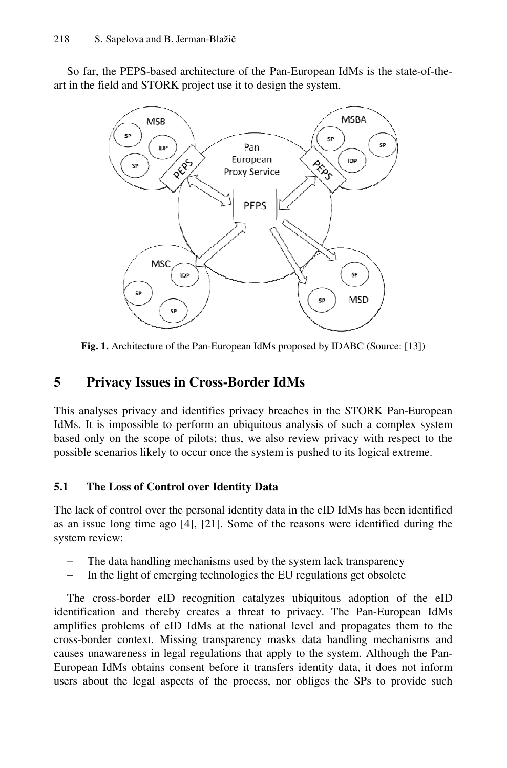So far, the PEPS-based architecture of the Pan-European IdMs is the state-of-the-art in the field and STORK project use it to design the system.

**Fig. 1.** Architecture of the Pan-European IdMs proposed by IDABC (Source: [13])

## 5 Privacy Issues in Cross-Border IdMs

This analyses privacy and identifies privacy breaches in the STORK Pan-European IdMs. It is impossible to perform an ubiquitous analysis of such a complex system based only on the scope of pilots; thus, we also review privacy with respect to the possible scenarios likely to occur once the system is pushed to its logical extreme.

### 5.1 The Loss of Control over Identity Data

The lack of control over the personal identity data in the eID IdMs has been identified as an issue long time ago [4], [21]. Some of the reasons were identified during the system review:

- The data handling mechanisms used by the system lack transparency
- In the light of emerging technologies the EU regulations get obsolete

The cross-border eID recognition catalyzes ubiquitous adoption of the eID identification and thereby creates a threat to privacy. The Pan-European IdMs amplifies problems of eID IdMs at the national level and propagates them to the cross-border context. Missing transparency masks data handling mechanisms and causes unawareness in legal regulations that apply to the system. Although the Pan-European IdMs obtains consent before it transfers identity data, it does not inform users about the legal aspects of the process, nor obliges the SPs to provide such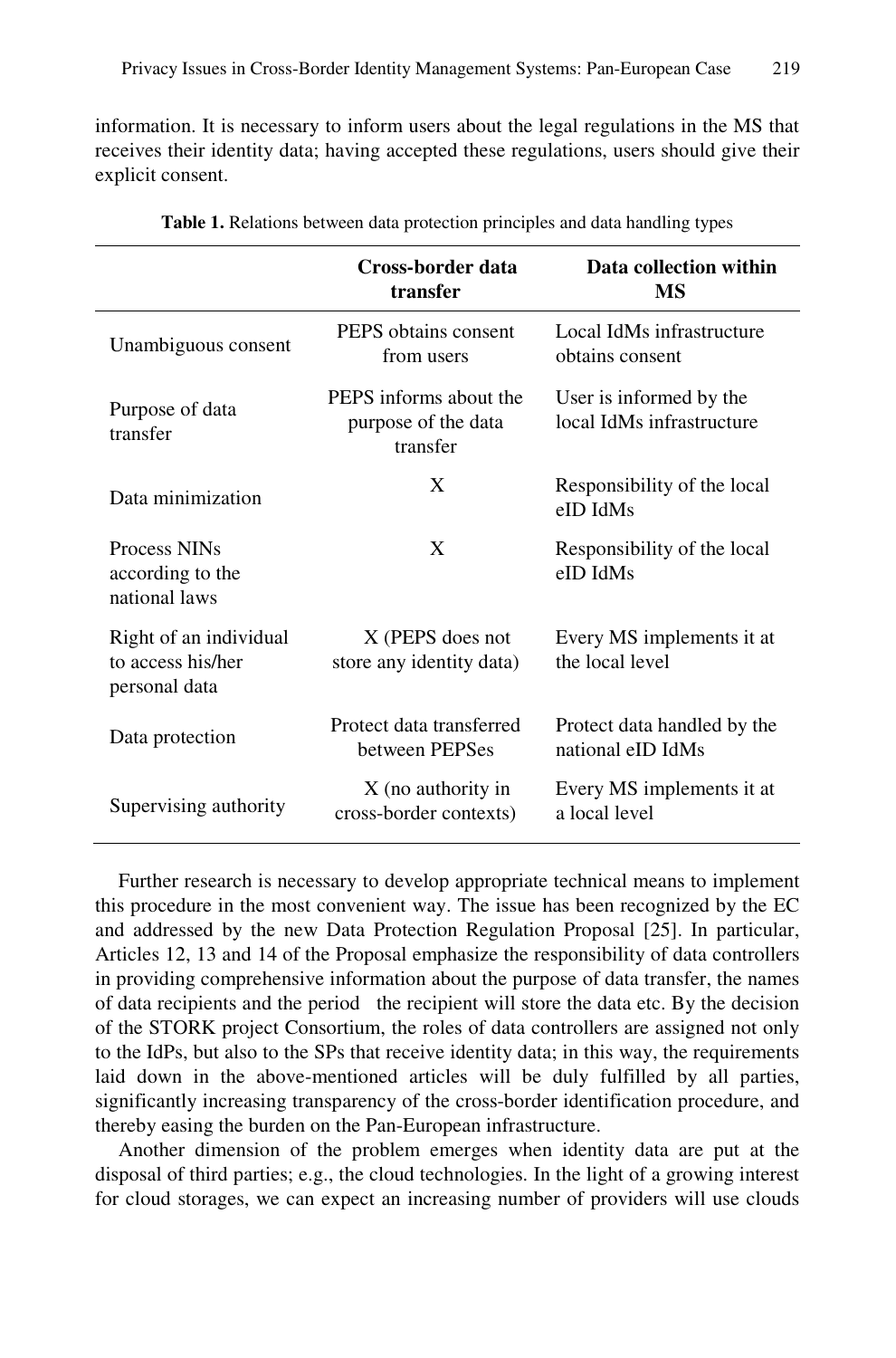information. It is necessary to inform users about the legal regulations in the MS that receives their identity data; having accepted these regulations, users should give their explicit consent.

**Table 1.** Relations between data protection principles and data handling types

| | **Cross-border data transfer** | **Data collection within MS** |
|---|---|---|
| Unambiguous consent | PEPS obtains consent from users | Local IdMs infrastructure obtains consent |
| Purpose of data transfer | PEPS informs about the purpose of the data transfer | User is informed by the local IdMs infrastructure |
| Data minimization | X | Responsibility of the local eID IdMs |
| Process NINs according to the national laws | X | Responsibility of the local eID IdMs |
| Right of an individual to access his/her personal data | X (PEPS does not store any identity data) | Every MS implements it at the local level |
| Data protection | Protect data transferred between PEPSes | Protect data handled by the national eID IdMs |
| Supervising authority | X (no authority in cross-border contexts) | Every MS implements it at a local level |

Further research is necessary to develop appropriate technical means to implement this procedure in the most convenient way. The issue has been recognized by the EC and addressed by the new Data Protection Regulation Proposal [25]. In particular, Articles 12, 13 and 14 of the Proposal emphasize the responsibility of data controllers in providing comprehensive information about the purpose of data transfer, the names of data recipients and the period the recipient will store the data etc. By the decision of the STORK project Consortium, the roles of data controllers are assigned not only to the IdPs, but also to the SPs that receive identity data; in this way, the requirements laid down in the above-mentioned articles will be duly fulfilled by all parties, significantly increasing transparency of the cross-border identification procedure, and thereby easing the burden on the Pan-European infrastructure.

Another dimension of the problem emerges when identity data are put at the disposal of third parties; e.g., the cloud technologies. In the light of a growing interest for cloud storages, we can expect an increasing number of providers will use clouds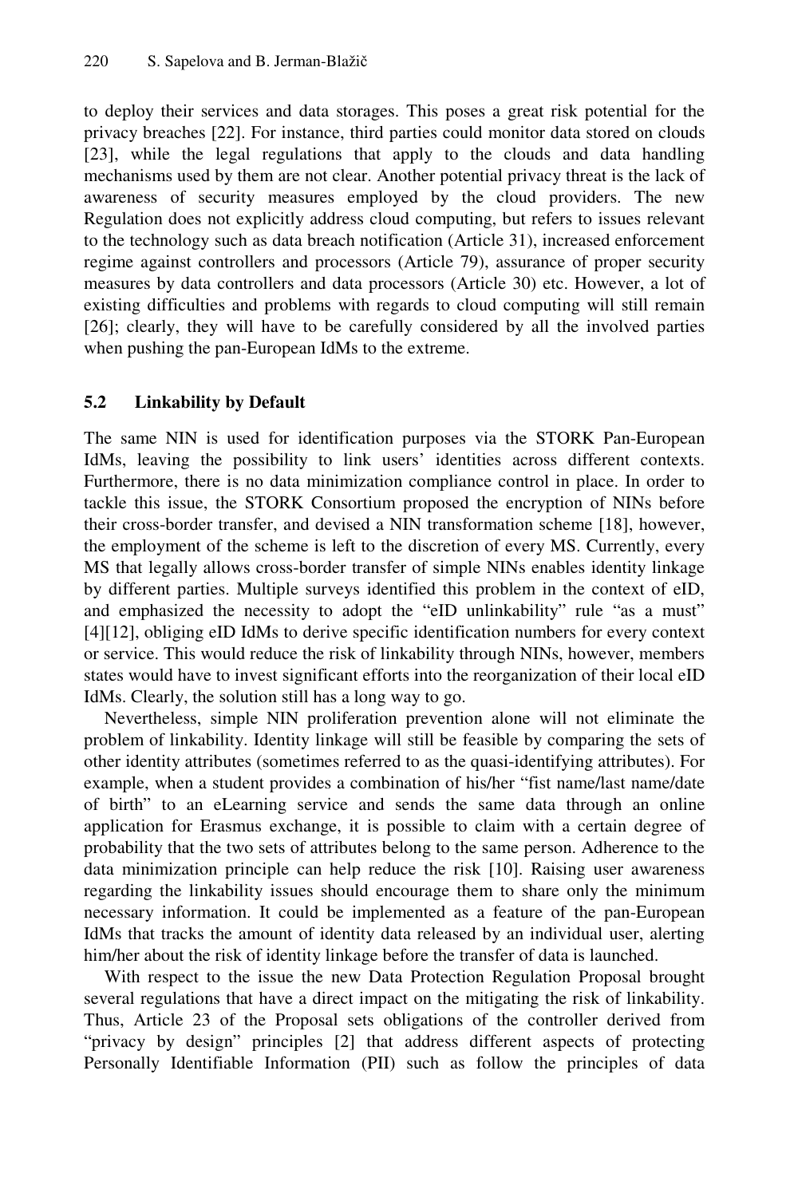to deploy their services and data storages. This poses a great risk potential for the privacy breaches [22]. For instance, third parties could monitor data stored on clouds [23], while the legal regulations that apply to the clouds and data handling mechanisms used by them are not clear. Another potential privacy threat is the lack of awareness of security measures employed by the cloud providers. The new Regulation does not explicitly address cloud computing, but refers to issues relevant to the technology such as data breach notification (Article 31), increased enforcement regime against controllers and processors (Article 79), assurance of proper security measures by data controllers and data processors (Article 30) etc. However, a lot of existing difficulties and problems with regards to cloud computing will still remain [26]; clearly, they will have to be carefully considered by all the involved parties when pushing the pan-European IdMs to the extreme.

### 5.2 Linkability by Default

The same NIN is used for identification purposes via the STORK Pan-European IdMs, leaving the possibility to link users' identities across different contexts. Furthermore, there is no data minimization compliance control in place. In order to tackle this issue, the STORK Consortium proposed the encryption of NINs before their cross-border transfer, and devised a NIN transformation scheme [18], however, the employment of the scheme is left to the discretion of every MS. Currently, every MS that legally allows cross-border transfer of simple NINs enables identity linkage by different parties. Multiple surveys identified this problem in the context of eID, and emphasized the necessity to adopt the "eID unlinkability" rule "as a must" [4][12], obliging eID IdMs to derive specific identification numbers for every context or service. This would reduce the risk of linkability through NINs, however, members states would have to invest significant efforts into the reorganization of their local eID IdMs. Clearly, the solution still has a long way to go.

Nevertheless, simple NIN proliferation prevention alone will not eliminate the problem of linkability. Identity linkage will still be feasible by comparing the sets of other identity attributes (sometimes referred to as the quasi-identifying attributes). For example, when a student provides a combination of his/her "fist name/last name/date of birth" to an eLearning service and sends the same data through an online application for Erasmus exchange, it is possible to claim with a certain degree of probability that the two sets of attributes belong to the same person. Adherence to the data minimization principle can help reduce the risk [10]. Raising user awareness regarding the linkability issues should encourage them to share only the minimum necessary information. It could be implemented as a feature of the pan-European IdMs that tracks the amount of identity data released by an individual user, alerting him/her about the risk of identity linkage before the transfer of data is launched.

With respect to the issue the new Data Protection Regulation Proposal brought several regulations that have a direct impact on the mitigating the risk of linkability. Thus, Article 23 of the Proposal sets obligations of the controller derived from "privacy by design" principles [2] that address different aspects of protecting Personally Identifiable Information (PII) such as follow the principles of data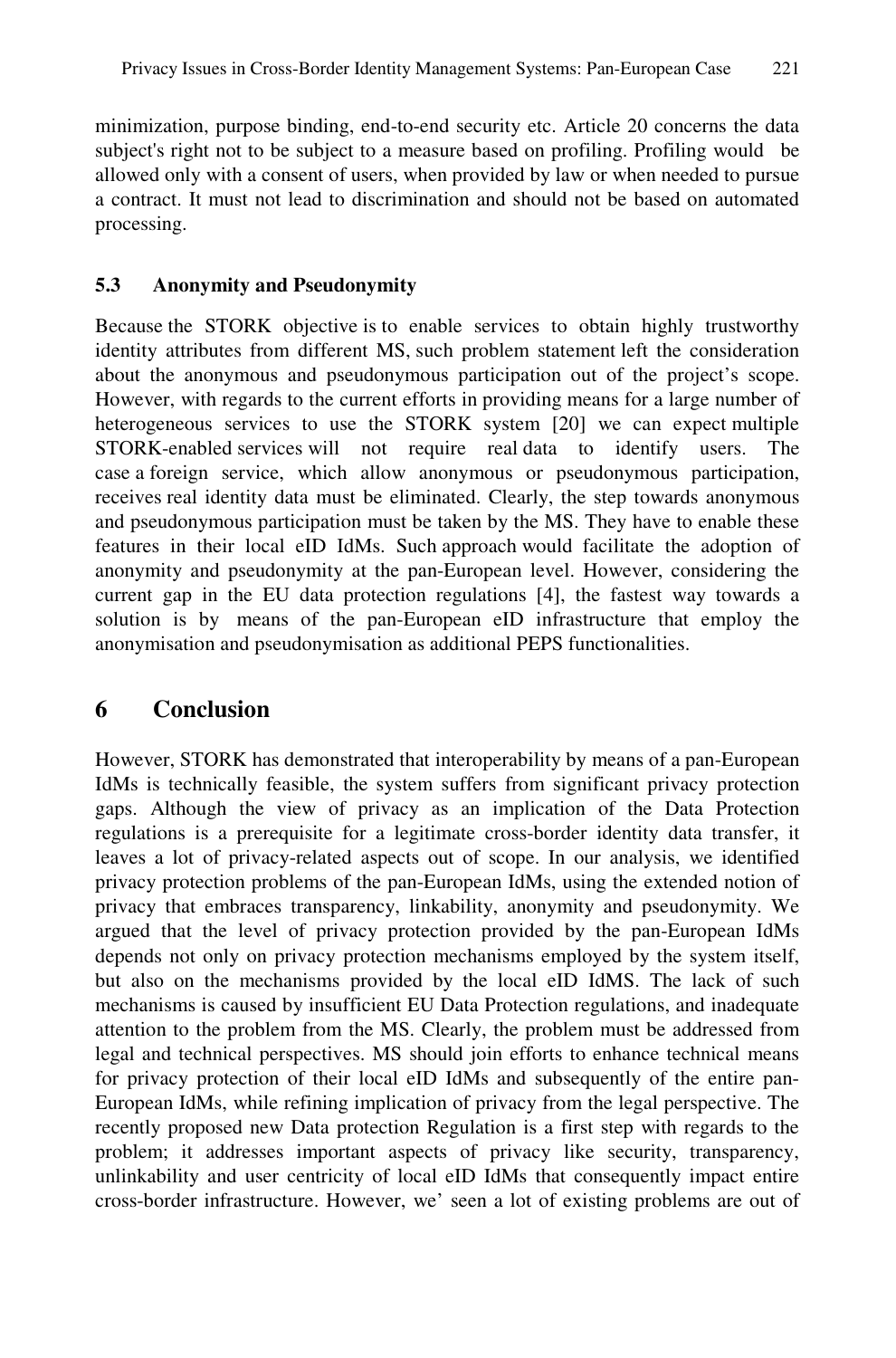minimization, purpose binding, end-to-end security etc. Article 20 concerns the data subject's right not to be subject to a measure based on profiling. Profiling would be allowed only with a consent of users, when provided by law or when needed to pursue a contract. It must not lead to discrimination and should not be based on automated processing.

### 5.3 Anonymity and Pseudonymity

Because the STORK objective is to enable services to obtain highly trustworthy identity attributes from different MS, such problem statement left the consideration about the anonymous and pseudonymous participation out of the project's scope. However, with regards to the current efforts in providing means for a large number of heterogeneous services to use the STORK system [20] we can expect multiple STORK-enabled services will not require real data to identify users. The case a foreign service, which allow anonymous or pseudonymous participation, receives real identity data must be eliminated. Clearly, the step towards anonymous and pseudonymous participation must be taken by the MS. They have to enable these features in their local eID IdMs. Such approach would facilitate the adoption of anonymity and pseudonymity at the pan-European level. However, considering the current gap in the EU data protection regulations [4], the fastest way towards a solution is by means of the pan-European eID infrastructure that employ the anonymisation and pseudonymisation as additional PEPS functionalities.

## 6 Conclusion

However, STORK has demonstrated that interoperability by means of a pan-European IdMs is technically feasible, the system suffers from significant privacy protection gaps. Although the view of privacy as an implication of the Data Protection regulations is a prerequisite for a legitimate cross-border identity data transfer, it leaves a lot of privacy-related aspects out of scope. In our analysis, we identified privacy protection problems of the pan-European IdMs, using the extended notion of privacy that embraces transparency, linkability, anonymity and pseudonymity. We argued that the level of privacy protection provided by the pan-European IdMs depends not only on privacy protection mechanisms employed by the system itself, but also on the mechanisms provided by the local eID IdMS. The lack of such mechanisms is caused by insufficient EU Data Protection regulations, and inadequate attention to the problem from the MS. Clearly, the problem must be addressed from legal and technical perspectives. MS should join efforts to enhance technical means for privacy protection of their local eID IdMs and subsequently of the entire pan-European IdMs, while refining implication of privacy from the legal perspective. The recently proposed new Data protection Regulation is a first step with regards to the problem; it addresses important aspects of privacy like security, transparency, unlinkability and user centricity of local eID IdMs that consequently impact entire cross-border infrastructure. However, we' seen a lot of existing problems are out of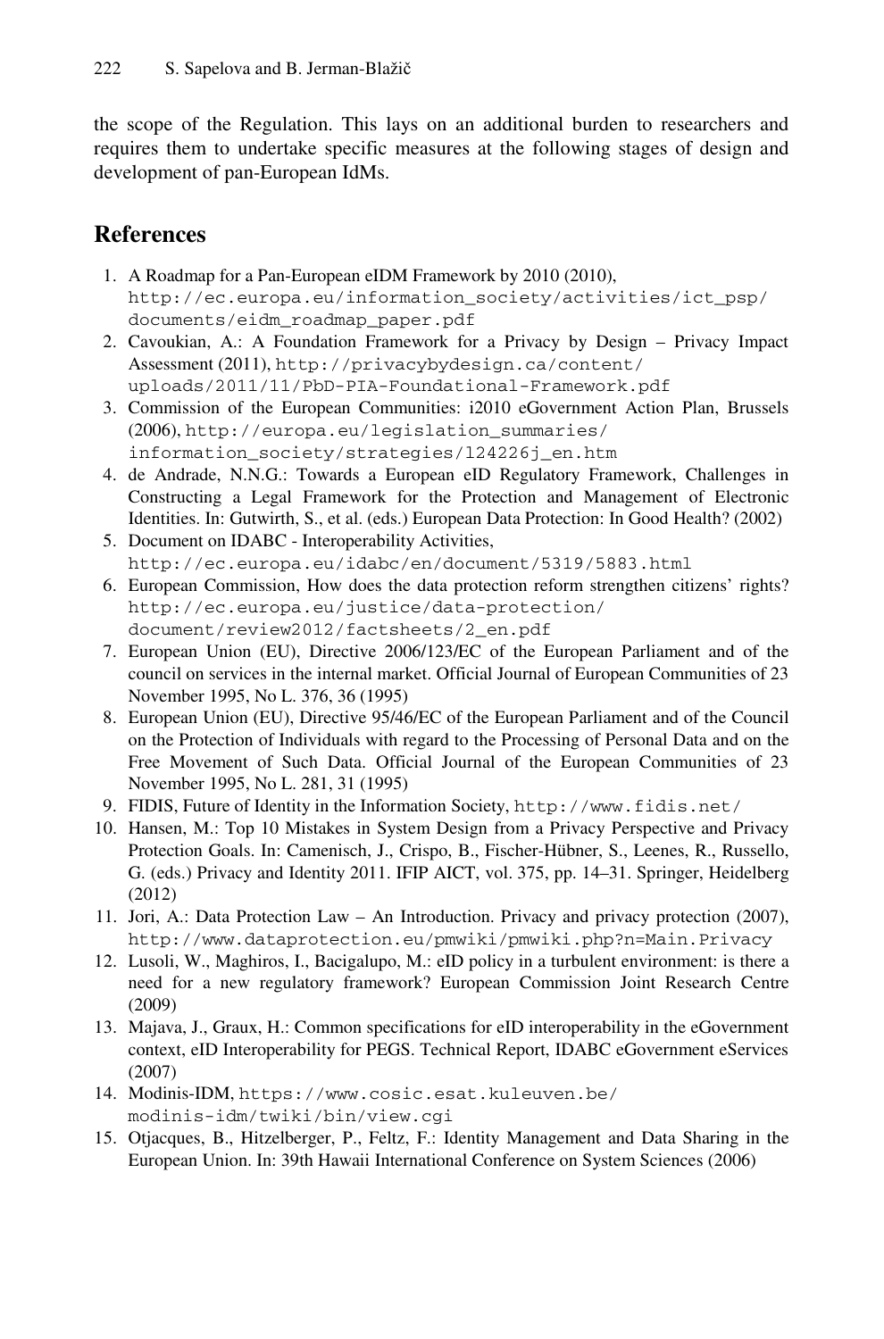the scope of the Regulation. This lays on an additional burden to researchers and requires them to undertake specific measures at the following stages of design and development of pan-European IdMs.

## References

1. A Roadmap for a Pan-European eIDM Framework by 2010 (2010), http://ec.europa.eu/information_society/activities/ict_psp/documents/eidm_roadmap_paper.pdf
2. Cavoukian, A.: A Foundation Framework for a Privacy by Design – Privacy Impact Assessment (2011), http://privacybydesign.ca/content/uploads/2011/11/PbD-PIA-Foundational-Framework.pdf
3. Commission of the European Communities: i2010 eGovernment Action Plan, Brussels (2006), http://europa.eu/legislation_summaries/information_society/strategies/l24226j_en.htm
4. de Andrade, N.N.G.: Towards a European eID Regulatory Framework, Challenges in Constructing a Legal Framework for the Protection and Management of Electronic Identities. In: Gutwirth, S., et al. (eds.) European Data Protection: In Good Health? (2002)
5. Document on IDABC - Interoperability Activities, http://ec.europa.eu/idabc/en/document/5319/5883.html
6. European Commission, How does the data protection reform strengthen citizens' rights? http://ec.europa.eu/justice/data-protection/document/review2012/factsheets/2_en.pdf
7. European Union (EU), Directive 2006/123/EC of the European Parliament and of the council on services in the internal market. Official Journal of European Communities of 23 November 1995, No L. 376, 36 (1995)
8. European Union (EU), Directive 95/46/EC of the European Parliament and of the Council on the Protection of Individuals with regard to the Processing of Personal Data and on the Free Movement of Such Data. Official Journal of the European Communities of 23 November 1995, No L. 281, 31 (1995)
9. FIDIS, Future of Identity in the Information Society, http://www.fidis.net/
10. Hansen, M.: Top 10 Mistakes in System Design from a Privacy Perspective and Privacy Protection Goals. In: Camenisch, J., Crispo, B., Fischer-Hübner, S., Leenes, R., Russello, G. (eds.) Privacy and Identity 2011. IFIP AICT, vol. 375, pp. 14–31. Springer, Heidelberg (2012)
11. Jori, A.: Data Protection Law – An Introduction. Privacy and privacy protection (2007), http://www.dataprotection.eu/pmwiki/pmwiki.php?n=Main.Privacy
12. Lusoli, W., Maghiros, I., Bacigalupo, M.: eID policy in a turbulent environment: is there a need for a new regulatory framework? European Commission Joint Research Centre (2009)
13. Majava, J., Graux, H.: Common specifications for eID interoperability in the eGovernment context, eID Interoperability for PEGS. Technical Report, IDABC eGovernment eServices (2007)
14. Modinis-IDM, https://www.cosic.esat.kuleuven.be/modinis-idm/twiki/bin/view.cgi
15. Otjacques, B., Hitzelberger, P., Feltz, F.: Identity Management and Data Sharing in the European Union. In: 39th Hawaii International Conference on System Sciences (2006)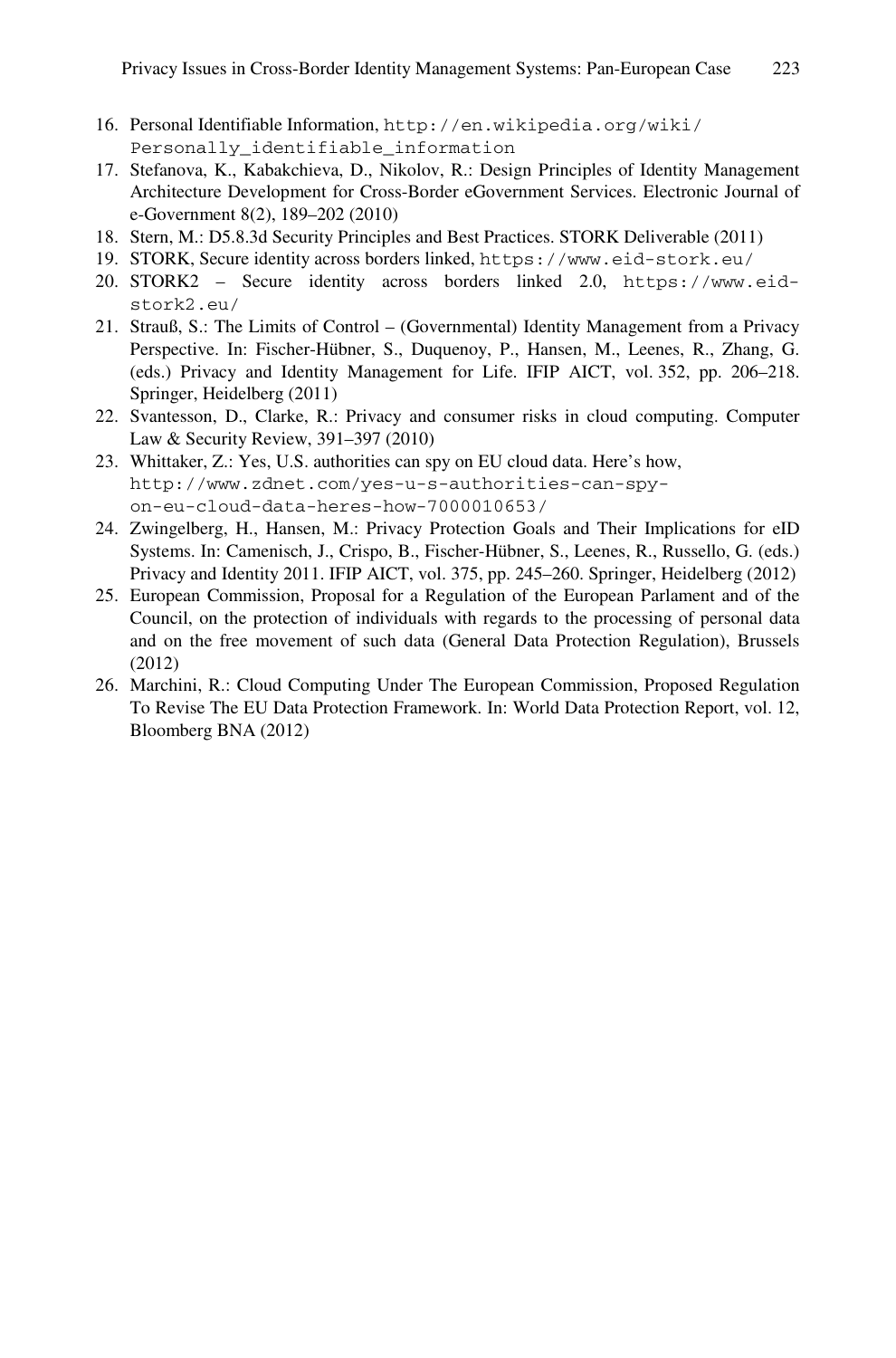16. Personal Identifiable Information, http://en.wikipedia.org/wiki/Personally_identifiable_information
17. Stefanova, K., Kabakchieva, D., Nikolov, R.: Design Principles of Identity Management Architecture Development for Cross-Border eGovernment Services. Electronic Journal of e-Government 8(2), 189–202 (2010)
18. Stern, M.: D5.8.3d Security Principles and Best Practices. STORK Deliverable (2011)
19. STORK, Secure identity across borders linked, https://www.eid-stork.eu/
20. STORK2 – Secure identity across borders linked 2.0, https://www.eid-stork2.eu/
21. Strauß, S.: The Limits of Control – (Governmental) Identity Management from a Privacy Perspective. In: Fischer-Hübner, S., Duquenoy, P., Hansen, M., Leenes, R., Zhang, G. (eds.) Privacy and Identity Management for Life. IFIP AICT, vol. 352, pp. 206–218. Springer, Heidelberg (2011)
22. Svantesson, D., Clarke, R.: Privacy and consumer risks in cloud computing. Computer Law & Security Review, 391–397 (2010)
23. Whittaker, Z.: Yes, U.S. authorities can spy on EU cloud data. Here's how, http://www.zdnet.com/yes-u-s-authorities-can-spy-on-eu-cloud-data-heres-how-7000010653/
24. Zwingelberg, H., Hansen, M.: Privacy Protection Goals and Their Implications for eID Systems. In: Camenisch, J., Crispo, B., Fischer-Hübner, S., Leenes, R., Russello, G. (eds.) Privacy and Identity 2011. IFIP AICT, vol. 375, pp. 245–260. Springer, Heidelberg (2012)
25. European Commission, Proposal for a Regulation of the European Parlament and of the Council, on the protection of individuals with regards to the processing of personal data and on the free movement of such data (General Data Protection Regulation), Brussels (2012)
26. Marchini, R.: Cloud Computing Under The European Commission, Proposed Regulation To Revise The EU Data Protection Framework. In: World Data Protection Report, vol. 12, Bloomberg BNA (2012)